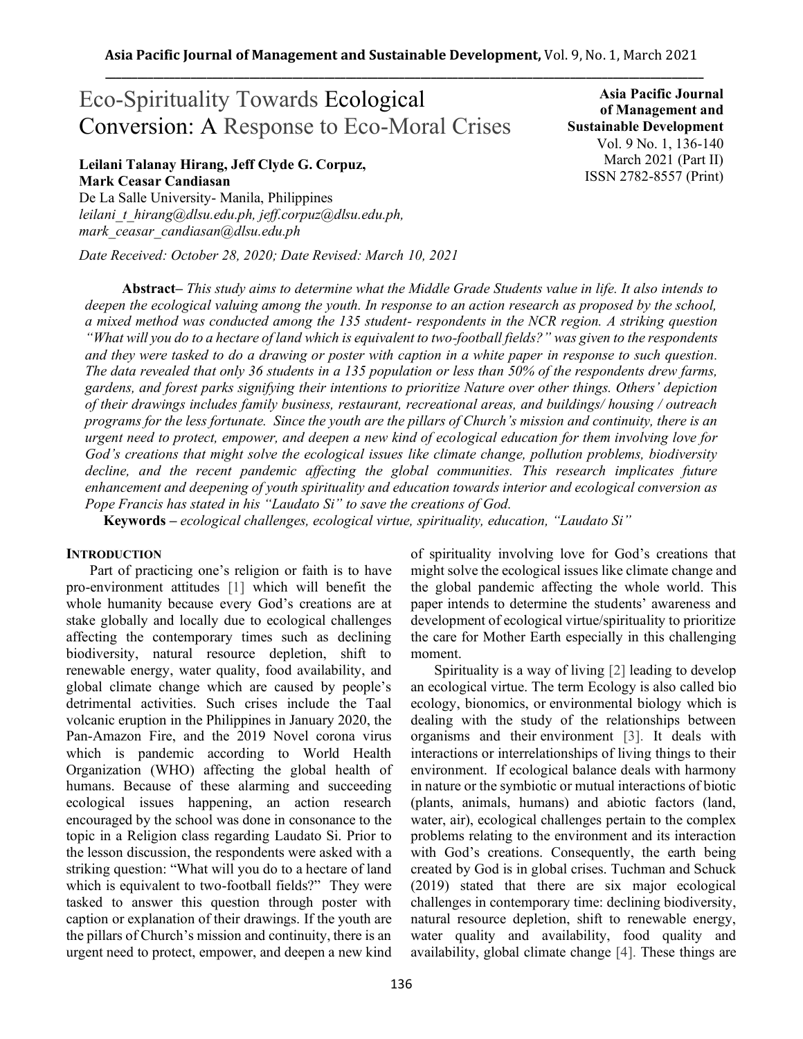# Eco-Spirituality Towards Ecological Conversion: A Response to Eco-Moral Crises

**Asia Pacific Journal of Management and Sustainable Development**
Vol. 9 No. 1, 136-140
March 2021 (Part II)
ISSN 2782-8557 (Print)

**Leilani Talanay Hirang, Jeff Clyde G. Corpuz, Mark Ceasar Candiasan**
De La Salle University- Manila, Philippines
*leilani_t_hirang@dlsu.edu.ph, jeff.corpuz@dlsu.edu.ph, mark_ceasar_candiasan@dlsu.edu.ph*

*Date Received: October 28, 2020; Date Revised: March 10, 2021*

**Abstract–** *This study aims to determine what the Middle Grade Students value in life. It also intends to deepen the ecological valuing among the youth. In response to an action research as proposed by the school, a mixed method was conducted among the 135 student- respondents in the NCR region. A striking question "What will you do to a hectare of land which is equivalent to two-football fields?" was given to the respondents and they were tasked to do a drawing or poster with caption in a white paper in response to such question. The data revealed that only 36 students in a 135 population or less than 50% of the respondents drew farms, gardens, and forest parks signifying their intentions to prioritize Nature over other things. Others' depiction of their drawings includes family business, restaurant, recreational areas, and buildings/ housing / outreach programs for the less fortunate. Since the youth are the pillars of Church's mission and continuity, there is an urgent need to protect, empower, and deepen a new kind of ecological education for them involving love for God's creations that might solve the ecological issues like climate change, pollution problems, biodiversity decline, and the recent pandemic affecting the global communities. This research implicates future enhancement and deepening of youth spirituality and education towards interior and ecological conversion as Pope Francis has stated in his "Laudato Si" to save the creations of God.*

**Keywords –** *ecological challenges, ecological virtue, spirituality, education, "Laudato Si"*

## INTRODUCTION

Part of practicing one's religion or faith is to have pro-environment attitudes [1] which will benefit the whole humanity because every God's creations are at stake globally and locally due to ecological challenges affecting the contemporary times such as declining biodiversity, natural resource depletion, shift to renewable energy, water quality, food availability, and global climate change which are caused by people's detrimental activities. Such crises include the Taal volcanic eruption in the Philippines in January 2020, the Pan-Amazon Fire, and the 2019 Novel corona virus which is pandemic according to World Health Organization (WHO) affecting the global health of humans. Because of these alarming and succeeding ecological issues happening, an action research encouraged by the school was done in consonance to the topic in a Religion class regarding Laudato Si. Prior to the lesson discussion, the respondents were asked with a striking question: "What will you do to a hectare of land which is equivalent to two-football fields?" They were tasked to answer this question through poster with caption or explanation of their drawings. If the youth are the pillars of Church's mission and continuity, there is an urgent need to protect, empower, and deepen a new kind of spirituality involving love for God's creations that might solve the ecological issues like climate change and the global pandemic affecting the whole world. This paper intends to determine the students' awareness and development of ecological virtue/spirituality to prioritize the care for Mother Earth especially in this challenging moment.

Spirituality is a way of living [2] leading to develop an ecological virtue. The term Ecology is also called bio ecology, bionomics, or environmental biology which is dealing with the study of the relationships between organisms and their environment [3]. It deals with interactions or interrelationships of living things to their environment. If ecological balance deals with harmony in nature or the symbiotic or mutual interactions of biotic (plants, animals, humans) and abiotic factors (land, water, air), ecological challenges pertain to the complex problems relating to the environment and its interaction with God's creations. Consequently, the earth being created by God is in global crises. Tuchman and Schuck (2019) stated that there are six major ecological challenges in contemporary time: declining biodiversity, natural resource depletion, shift to renewable energy, water quality and availability, food quality and availability, global climate change [4]. These things are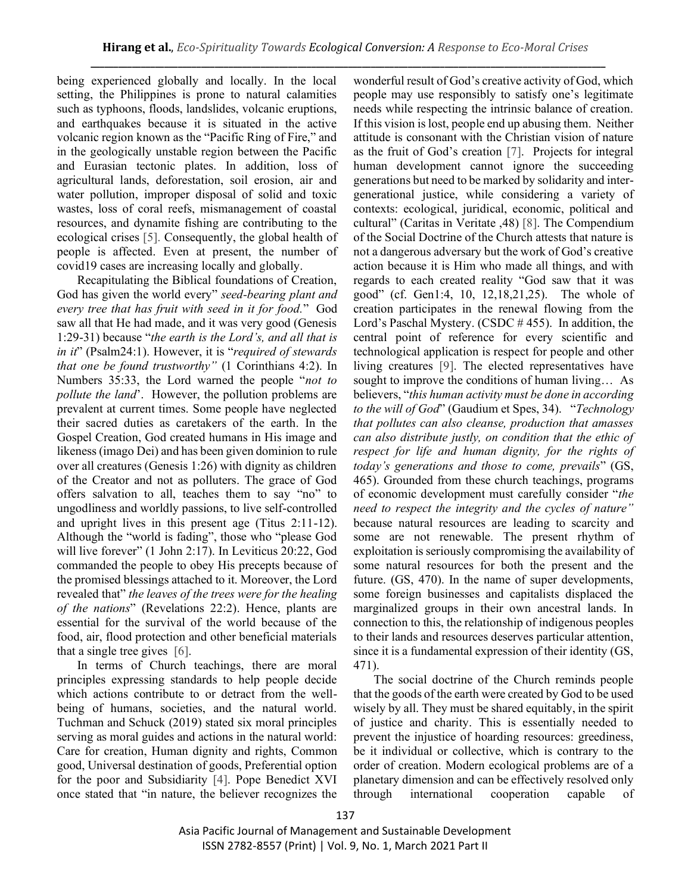being experienced globally and locally. In the local setting, the Philippines is prone to natural calamities such as typhoons, floods, landslides, volcanic eruptions, and earthquakes because it is situated in the active volcanic region known as the "Pacific Ring of Fire," and in the geologically unstable region between the Pacific and Eurasian tectonic plates. In addition, loss of agricultural lands, deforestation, soil erosion, air and water pollution, improper disposal of solid and toxic wastes, loss of coral reefs, mismanagement of coastal resources, and dynamite fishing are contributing to the ecological crises [5]. Consequently, the global health of people is affected. Even at present, the number of covid19 cases are increasing locally and globally.

Recapitulating the Biblical foundations of Creation, God has given the world every" *seed-bearing plant and every tree that has fruit with seed in it for food.*" God saw all that He had made, and it was very good (Genesis 1:29-31) because "*the earth is the Lord's, and all that is in it*" (Psalm24:1). However, it is "*required of stewards that one be found trustworthy"* (1 Corinthians 4:2). In Numbers 35:33, the Lord warned the people "*not to pollute the land*'. However, the pollution problems are prevalent at current times. Some people have neglected their sacred duties as caretakers of the earth. In the Gospel Creation, God created humans in His image and likeness (imago Dei) and has been given dominion to rule over all creatures (Genesis 1:26) with dignity as children of the Creator and not as polluters. The grace of God offers salvation to all, teaches them to say "no" to ungodliness and worldly passions, to live self-controlled and upright lives in this present age (Titus 2:11-12). Although the "world is fading", those who "please God will live forever" (1 John 2:17). In Leviticus 20:22, God commanded the people to obey His precepts because of the promised blessings attached to it. Moreover, the Lord revealed that" *the leaves of the trees were for the healing of the nations*" (Revelations 22:2). Hence, plants are essential for the survival of the world because of the food, air, flood protection and other beneficial materials that a single tree gives [6].

In terms of Church teachings, there are moral principles expressing standards to help people decide which actions contribute to or detract from the well-being of humans, societies, and the natural world. Tuchman and Schuck (2019) stated six moral principles serving as moral guides and actions in the natural world: Care for creation, Human dignity and rights, Common good, Universal destination of goods, Preferential option for the poor and Subsidiarity [4]. Pope Benedict XVI once stated that "in nature, the believer recognizes the wonderful result of God's creative activity of God, which people may use responsibly to satisfy one's legitimate needs while respecting the intrinsic balance of creation. If this vision is lost, people end up abusing them. Neither attitude is consonant with the Christian vision of nature as the fruit of God's creation [7]. Projects for integral human development cannot ignore the succeeding generations but need to be marked by solidarity and inter-generational justice, while considering a variety of contexts: ecological, juridical, economic, political and cultural" (Caritas in Veritate ,48) [8]. The Compendium of the Social Doctrine of the Church attests that nature is not a dangerous adversary but the work of God's creative action because it is Him who made all things, and with regards to each created reality "God saw that it was good" (cf. Gen1:4, 10, 12,18,21,25). The whole of creation participates in the renewal flowing from the Lord's Paschal Mystery. (CSDC # 455). In addition, the central point of reference for every scientific and technological application is respect for people and other living creatures [9]. The elected representatives have sought to improve the conditions of human living… As believers, "*this human activity must be done in according to the will of God*" (Gaudium et Spes, 34). "*Technology that pollutes can also cleanse, production that amasses can also distribute justly, on condition that the ethic of respect for life and human dignity, for the rights of today's generations and those to come, prevails*" (GS, 465). Grounded from these church teachings, programs of economic development must carefully consider "*the need to respect the integrity and the cycles of nature"* because natural resources are leading to scarcity and some are not renewable. The present rhythm of exploitation is seriously compromising the availability of some natural resources for both the present and the future. (GS, 470). In the name of super developments, some foreign businesses and capitalists displaced the marginalized groups in their own ancestral lands. In connection to this, the relationship of indigenous peoples to their lands and resources deserves particular attention, since it is a fundamental expression of their identity (GS, 471).

The social doctrine of the Church reminds people that the goods of the earth were created by God to be used wisely by all. They must be shared equitably, in the spirit of justice and charity. This is essentially needed to prevent the injustice of hoarding resources: greediness, be it individual or collective, which is contrary to the order of creation. Modern ecological problems are of a planetary dimension and can be effectively resolved only through international cooperation capable of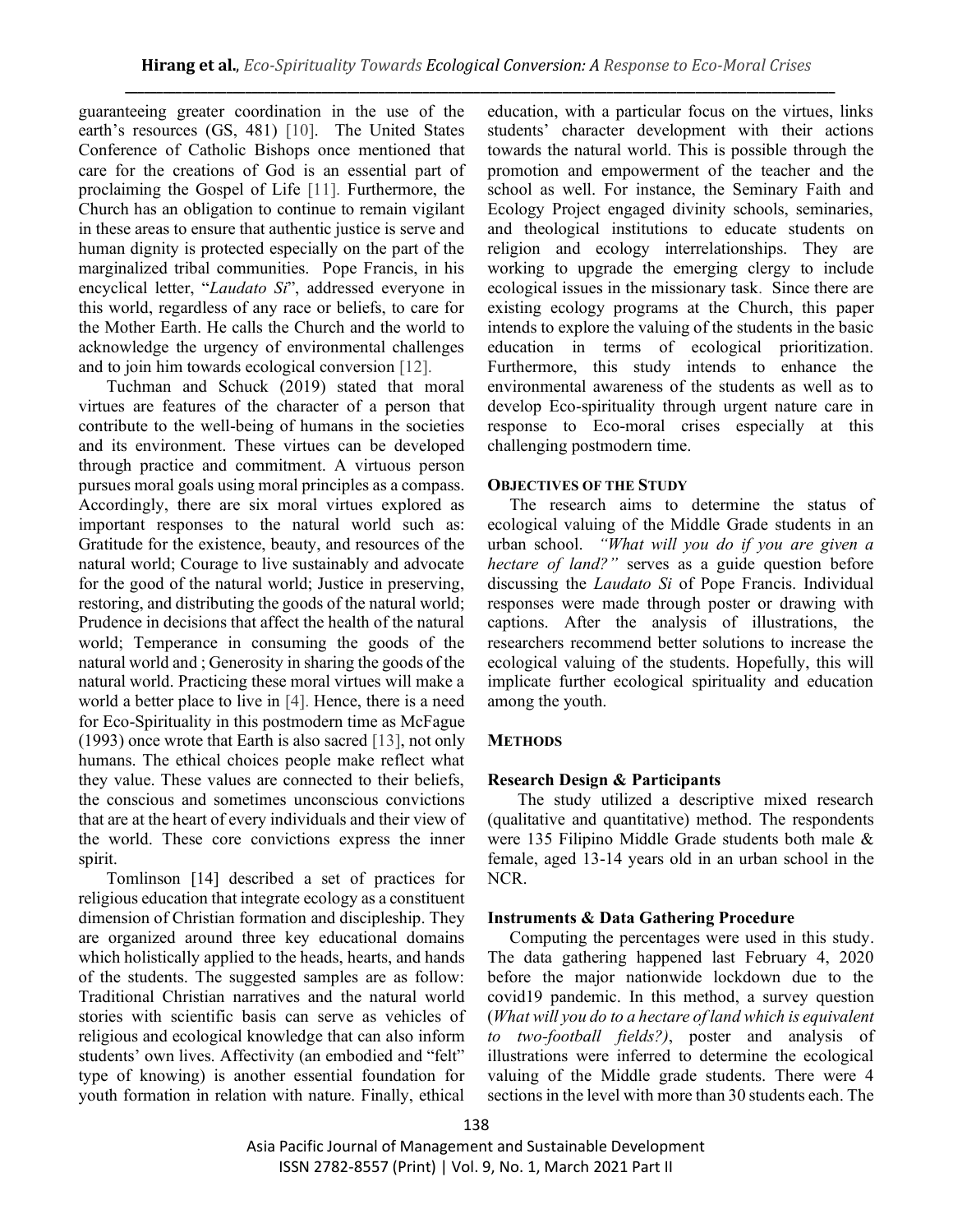guaranteeing greater coordination in the use of the earth's resources (GS, 481) [10]. The United States Conference of Catholic Bishops once mentioned that care for the creations of God is an essential part of proclaiming the Gospel of Life [11]. Furthermore, the Church has an obligation to continue to remain vigilant in these areas to ensure that authentic justice is serve and human dignity is protected especially on the part of the marginalized tribal communities. Pope Francis, in his encyclical letter, "*Laudato Si*", addressed everyone in this world, regardless of any race or beliefs, to care for the Mother Earth. He calls the Church and the world to acknowledge the urgency of environmental challenges and to join him towards ecological conversion [12].

Tuchman and Schuck (2019) stated that moral virtues are features of the character of a person that contribute to the well-being of humans in the societies and its environment. These virtues can be developed through practice and commitment. A virtuous person pursues moral goals using moral principles as a compass. Accordingly, there are six moral virtues explored as important responses to the natural world such as: Gratitude for the existence, beauty, and resources of the natural world; Courage to live sustainably and advocate for the good of the natural world; Justice in preserving, restoring, and distributing the goods of the natural world; Prudence in decisions that affect the health of the natural world; Temperance in consuming the goods of the natural world and ; Generosity in sharing the goods of the natural world. Practicing these moral virtues will make a world a better place to live in [4]. Hence, there is a need for Eco-Spirituality in this postmodern time as McFague (1993) once wrote that Earth is also sacred [13], not only humans. The ethical choices people make reflect what they value. These values are connected to their beliefs, the conscious and sometimes unconscious convictions that are at the heart of every individuals and their view of the world. These core convictions express the inner spirit.

Tomlinson [14] described a set of practices for religious education that integrate ecology as a constituent dimension of Christian formation and discipleship. They are organized around three key educational domains which holistically applied to the heads, hearts, and hands of the students. The suggested samples are as follow: Traditional Christian narratives and the natural world stories with scientific basis can serve as vehicles of religious and ecological knowledge that can also inform students' own lives. Affectivity (an embodied and "felt" type of knowing) is another essential foundation for youth formation in relation with nature. Finally, ethical education, with a particular focus on the virtues, links students' character development with their actions towards the natural world. This is possible through the promotion and empowerment of the teacher and the school as well. For instance, the Seminary Faith and Ecology Project engaged divinity schools, seminaries, and theological institutions to educate students on religion and ecology interrelationships. They are working to upgrade the emerging clergy to include ecological issues in the missionary task. Since there are existing ecology programs at the Church, this paper intends to explore the valuing of the students in the basic education in terms of ecological prioritization. Furthermore, this study intends to enhance the environmental awareness of the students as well as to develop Eco-spirituality through urgent nature care in response to Eco-moral crises especially at this challenging postmodern time.

## OBJECTIVES OF THE STUDY

The research aims to determine the status of ecological valuing of the Middle Grade students in an urban school. *"What will you do if you are given a hectare of land?"* serves as a guide question before discussing the *Laudato Si* of Pope Francis. Individual responses were made through poster or drawing with captions. After the analysis of illustrations, the researchers recommend better solutions to increase the ecological valuing of the students. Hopefully, this will implicate further ecological spirituality and education among the youth.

## METHODS

### Research Design & Participants

The study utilized a descriptive mixed research (qualitative and quantitative) method. The respondents were 135 Filipino Middle Grade students both male & female, aged 13-14 years old in an urban school in the NCR.

### Instruments & Data Gathering Procedure

Computing the percentages were used in this study. The data gathering happened last February 4, 2020 before the major nationwide lockdown due to the covid19 pandemic. In this method, a survey question (*What will you do to a hectare of land which is equivalent to two-football fields?)*, poster and analysis of illustrations were inferred to determine the ecological valuing of the Middle grade students. There were 4 sections in the level with more than 30 students each. The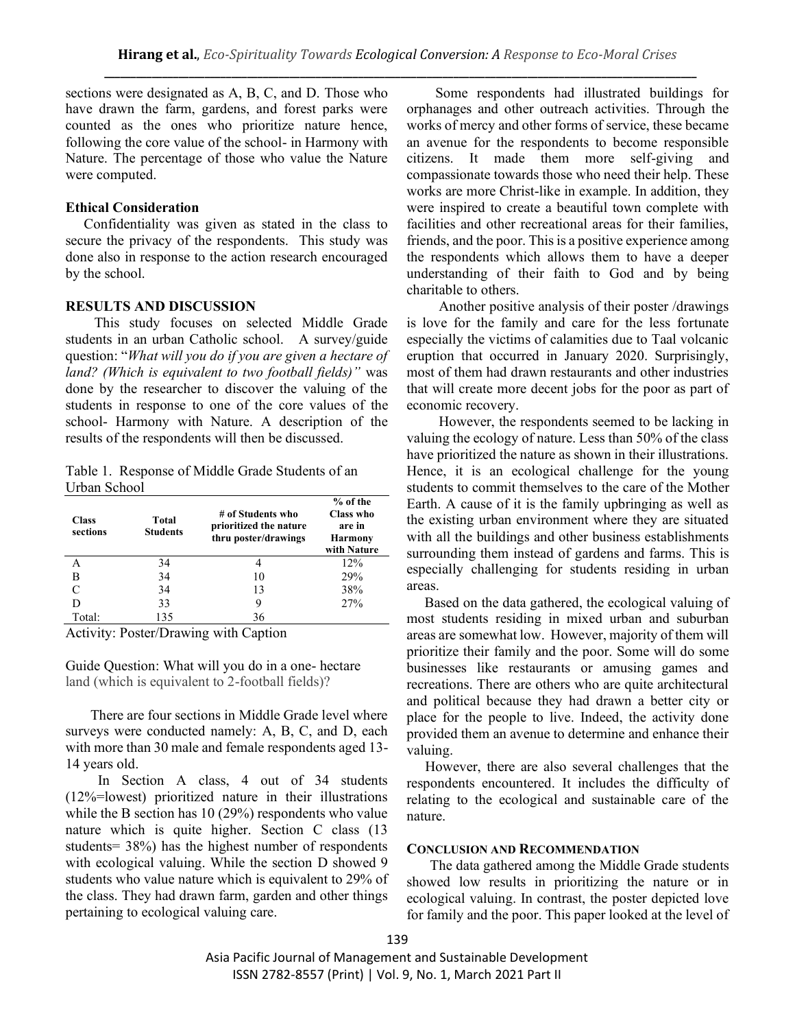sections were designated as A, B, C, and D. Those who have drawn the farm, gardens, and forest parks were counted as the ones who prioritize nature hence, following the core value of the school- in Harmony with Nature. The percentage of those who value the Nature were computed.

**Ethical Consideration**

Confidentiality was given as stated in the class to secure the privacy of the respondents. This study was done also in response to the action research encouraged by the school.

## RESULTS AND DISCUSSION

This study focuses on selected Middle Grade students in an urban Catholic school. A survey/guide question: "*What will you do if you are given a hectare of land? (Which is equivalent to two football fields)"* was done by the researcher to discover the valuing of the students in response to one of the core values of the school- Harmony with Nature. A description of the results of the respondents will then be discussed.

Table 1. Response of Middle Grade Students of an Urban School

| Class sections | Total Students | # of Students who prioritized the nature thru poster/drawings | % of the Class who are in Harmony with Nature |
|---|---|---|---|
| A | 34 | 4 | 12% |
| B | 34 | 10 | 29% |
| C | 34 | 13 | 38% |
| D | 33 | 9 | 27% |
| Total: | 135 | 36 | |

Activity: Poster/Drawing with Caption

Guide Question: What will you do in a one- hectare land (which is equivalent to 2-football fields)?

There are four sections in Middle Grade level where surveys were conducted namely: A, B, C, and D, each with more than 30 male and female respondents aged 13-14 years old.

In Section A class, 4 out of 34 students (12%=lowest) prioritized nature in their illustrations while the B section has 10 (29%) respondents who value nature which is quite higher. Section C class (13 students= 38%) has the highest number of respondents with ecological valuing. While the section D showed 9 students who value nature which is equivalent to 29% of the class. They had drawn farm, garden and other things pertaining to ecological valuing care.

Some respondents had illustrated buildings for orphanages and other outreach activities. Through the works of mercy and other forms of service, these became an avenue for the respondents to become responsible citizens. It made them more self-giving and compassionate towards those who need their help. These works are more Christ-like in example. In addition, they were inspired to create a beautiful town complete with facilities and other recreational areas for their families, friends, and the poor. This is a positive experience among the respondents which allows them to have a deeper understanding of their faith to God and by being charitable to others.

Another positive analysis of their poster /drawings is love for the family and care for the less fortunate especially the victims of calamities due to Taal volcanic eruption that occurred in January 2020. Surprisingly, most of them had drawn restaurants and other industries that will create more decent jobs for the poor as part of economic recovery.

However, the respondents seemed to be lacking in valuing the ecology of nature. Less than 50% of the class have prioritized the nature as shown in their illustrations. Hence, it is an ecological challenge for the young students to commit themselves to the care of the Mother Earth. A cause of it is the family upbringing as well as the existing urban environment where they are situated with all the buildings and other business establishments surrounding them instead of gardens and farms. This is especially challenging for students residing in urban areas.

Based on the data gathered, the ecological valuing of most students residing in mixed urban and suburban areas are somewhat low. However, majority of them will prioritize their family and the poor. Some will do some businesses like restaurants or amusing games and recreations. There are others who are quite architectural and political because they had drawn a better city or place for the people to live. Indeed, the activity done provided them an avenue to determine and enhance their valuing.

However, there are also several challenges that the respondents encountered. It includes the difficulty of relating to the ecological and sustainable care of the nature.

## CONCLUSION AND RECOMMENDATION

The data gathered among the Middle Grade students showed low results in prioritizing the nature or in ecological valuing. In contrast, the poster depicted love for family and the poor. This paper looked at the level of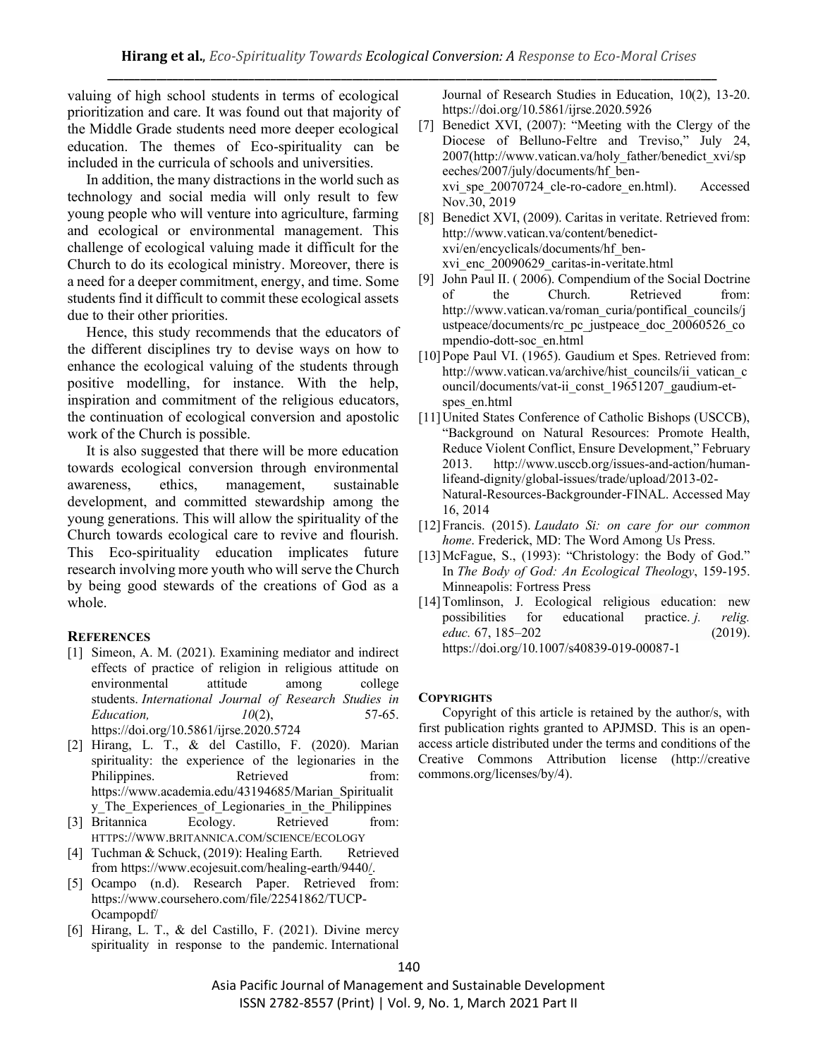valuing of high school students in terms of ecological prioritization and care. It was found out that majority of the Middle Grade students need more deeper ecological education. The themes of Eco-spirituality can be included in the curricula of schools and universities.

In addition, the many distractions in the world such as technology and social media will only result to few young people who will venture into agriculture, farming and ecological or environmental management. This challenge of ecological valuing made it difficult for the Church to do its ecological ministry. Moreover, there is a need for a deeper commitment, energy, and time. Some students find it difficult to commit these ecological assets due to their other priorities.

Hence, this study recommends that the educators of the different disciplines try to devise ways on how to enhance the ecological valuing of the students through positive modelling, for instance. With the help, inspiration and commitment of the religious educators, the continuation of ecological conversion and apostolic work of the Church is possible.

It is also suggested that there will be more education towards ecological conversion through environmental awareness, ethics, management, sustainable development, and committed stewardship among the young generations. This will allow the spirituality of the Church towards ecological care to revive and flourish. This Eco-spirituality education implicates future research involving more youth who will serve the Church by being good stewards of the creations of God as a whole.

## REFERENCES

[1] Simeon, A. M. (2021). Examining mediator and indirect effects of practice of religion in religious attitude on environmental attitude among college students. *International Journal of Research Studies in Education, 10*(2), 57-65. https://doi.org/10.5861/ijrse.2020.5724

[2] Hirang, L. T., & del Castillo, F. (2020). Marian spirituality: the experience of the legionaries in the Philippines. Retrieved from: https://www.academia.edu/43194685/Marian_Spirituality_The_Experiences_of_Legionaries_in_the_Philippines

[3] Britannica Ecology. Retrieved from: HTTPS://WWW.BRITANNICA.COM/SCIENCE/ECOLOGY

[4] Tuchman & Schuck, (2019): Healing Earth. Retrieved from https://www.ecojesuit.com/healing-earth/9440/.

[5] Ocampo (n.d). Research Paper. Retrieved from: https://www.coursehero.com/file/22541862/TUCP-Ocampopdf/

[6] Hirang, L. T., & del Castillo, F. (2021). Divine mercy spirituality in response to the pandemic. International Journal of Research Studies in Education, 10(2), 13-20. https://doi.org/10.5861/ijrse.2020.5926

[7] Benedict XVI, (2007): "Meeting with the Clergy of the Diocese of Belluno-Feltre and Treviso," July 24, 2007(http://www.vatican.va/holy_father/benedict_xvi/speeches/2007/july/documents/hf_ben-xvi_spe_20070724_cle-ro-cadore_en.html). Accessed Nov.30, 2019

[8] Benedict XVI, (2009). Caritas in veritate. Retrieved from: http://www.vatican.va/content/benedict-xvi/en/encyclicals/documents/hf_ben-xvi_enc_20090629_caritas-in-veritate.html

[9] John Paul II. ( 2006). Compendium of the Social Doctrine of the Church. Retrieved from: http://www.vatican.va/roman_curia/pontifical_councils/justpeace/documents/rc_pc_justpeace_doc_20060526_compendio-dott-soc_en.html

[10] Pope Paul VI. (1965). Gaudium et Spes. Retrieved from: http://www.vatican.va/archive/hist_councils/ii_vatican_council/documents/vat-ii_const_19651207_gaudium-et-spes_en.html

[11] United States Conference of Catholic Bishops (USCCB), "Background on Natural Resources: Promote Health, Reduce Violent Conflict, Ensure Development," February 2013. http://www.usccb.org/issues-and-action/human-lifeand-dignity/global-issues/trade/upload/2013-02-Natural-Resources-Backgrounder-FINAL. Accessed May 16, 2014

[12] Francis. (2015). *Laudato Si: on care for our common home*. Frederick, MD: The Word Among Us Press.

[13] McFague, S., (1993): "Christology: the Body of God." In *The Body of God: An Ecological Theology*, 159-195. Minneapolis: Fortress Press

[14] Tomlinson, J. Ecological religious education: new possibilities for educational practice. *j. relig. educ.* 67, 185–202 (2019). https://doi.org/10.1007/s40839-019-00087-1

## COPYRIGHTS

Copyright of this article is retained by the author/s, with first publication rights granted to APJMSD. This is an open-access article distributed under the terms and conditions of the Creative Commons Attribution license (http://creative commons.org/licenses/by/4).